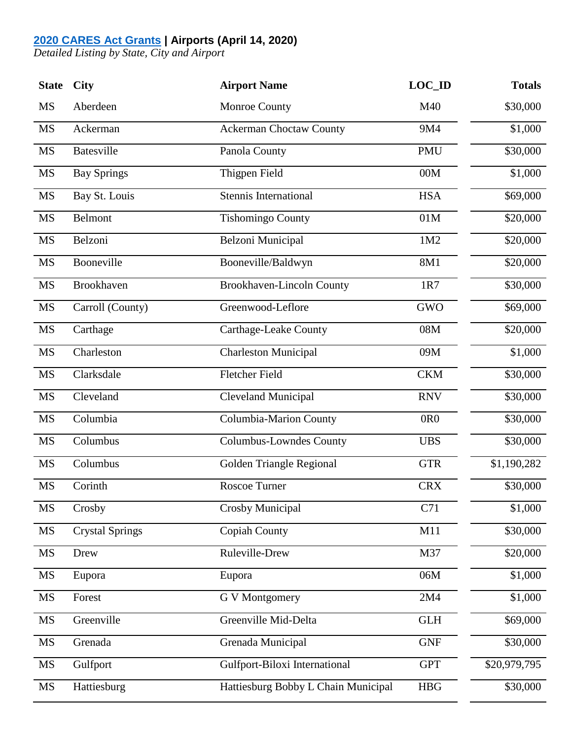**[2020 CARES Act Grants](#) | Airports (April 14, 2020)**
*Detailed Listing by State, City and Airport*

| State | City | Airport Name | LOC_ID | Totals |
|---|---|---|---|---|
| MS | Aberdeen | Monroe County | M40 | $30,000 |
| MS | Ackerman | Ackerman Choctaw County | 9M4 | $1,000 |
| MS | Batesville | Panola County | PMU | $30,000 |
| MS | Bay Springs | Thigpen Field | 00M | $1,000 |
| MS | Bay St. Louis | Stennis International | HSA | $69,000 |
| MS | Belmont | Tishomingo County | 01M | $20,000 |
| MS | Belzoni | Belzoni Municipal | 1M2 | $20,000 |
| MS | Booneville | Booneville/Baldwyn | 8M1 | $20,000 |
| MS | Brookhaven | Brookhaven-Lincoln County | 1R7 | $30,000 |
| MS | Carroll (County) | Greenwood-Leflore | GWO | $69,000 |
| MS | Carthage | Carthage-Leake County | 08M | $20,000 |
| MS | Charleston | Charleston Municipal | 09M | $1,000 |
| MS | Clarksdale | Fletcher Field | CKM | $30,000 |
| MS | Cleveland | Cleveland Municipal | RNV | $30,000 |
| MS | Columbia | Columbia-Marion County | 0R0 | $30,000 |
| MS | Columbus | Columbus-Lowndes County | UBS | $30,000 |
| MS | Columbus | Golden Triangle Regional | GTR | $1,190,282 |
| MS | Corinth | Roscoe Turner | CRX | $30,000 |
| MS | Crosby | Crosby Municipal | C71 | $1,000 |
| MS | Crystal Springs | Copiah County | M11 | $30,000 |
| MS | Drew | Ruleville-Drew | M37 | $20,000 |
| MS | Eupora | Eupora | 06M | $1,000 |
| MS | Forest | G V Montgomery | 2M4 | $1,000 |
| MS | Greenville | Greenville Mid-Delta | GLH | $69,000 |
| MS | Grenada | Grenada Municipal | GNF | $30,000 |
| MS | Gulfport | Gulfport-Biloxi International | GPT | $20,979,795 |
| MS | Hattiesburg | Hattiesburg Bobby L Chain Municipal | HBG | $30,000 |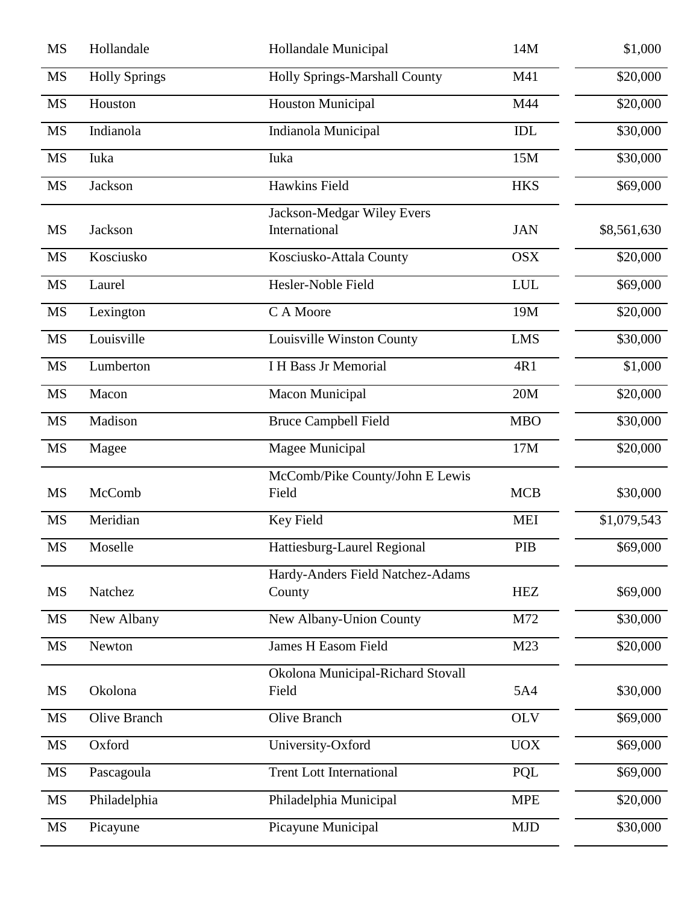| | | | | |
|---|---|---|---|---|
| MS | Hollandale | Hollandale Municipal | 14M | $1,000 |
| MS | Holly Springs | Holly Springs-Marshall County | M41 | $20,000 |
| MS | Houston | Houston Municipal | M44 | $20,000 |
| MS | Indianola | Indianola Municipal | IDL | $30,000 |
| MS | Iuka | Iuka | 15M | $30,000 |
| MS | Jackson | Hawkins Field | HKS | $69,000 |
| MS | Jackson | Jackson-Medgar Wiley Evers International | JAN | $8,561,630 |
| MS | Kosciusko | Kosciusko-Attala County | OSX | $20,000 |
| MS | Laurel | Hesler-Noble Field | LUL | $69,000 |
| MS | Lexington | C A Moore | 19M | $20,000 |
| MS | Louisville | Louisville Winston County | LMS | $30,000 |
| MS | Lumberton | I H Bass Jr Memorial | 4R1 | $1,000 |
| MS | Macon | Macon Municipal | 20M | $20,000 |
| MS | Madison | Bruce Campbell Field | MBO | $30,000 |
| MS | Magee | Magee Municipal | 17M | $20,000 |
| MS | McComb | McComb/Pike County/John E Lewis Field | MCB | $30,000 |
| MS | Meridian | Key Field | MEI | $1,079,543 |
| MS | Moselle | Hattiesburg-Laurel Regional | PIB | $69,000 |
| MS | Natchez | Hardy-Anders Field Natchez-Adams County | HEZ | $69,000 |
| MS | New Albany | New Albany-Union County | M72 | $30,000 |
| MS | Newton | James H Easom Field | M23 | $20,000 |
| MS | Okolona | Okolona Municipal-Richard Stovall Field | 5A4 | $30,000 |
| MS | Olive Branch | Olive Branch | OLV | $69,000 |
| MS | Oxford | University-Oxford | UOX | $69,000 |
| MS | Pascagoula | Trent Lott International | PQL | $69,000 |
| MS | Philadelphia | Philadelphia Municipal | MPE | $20,000 |
| MS | Picayune | Picayune Municipal | MJD | $30,000 |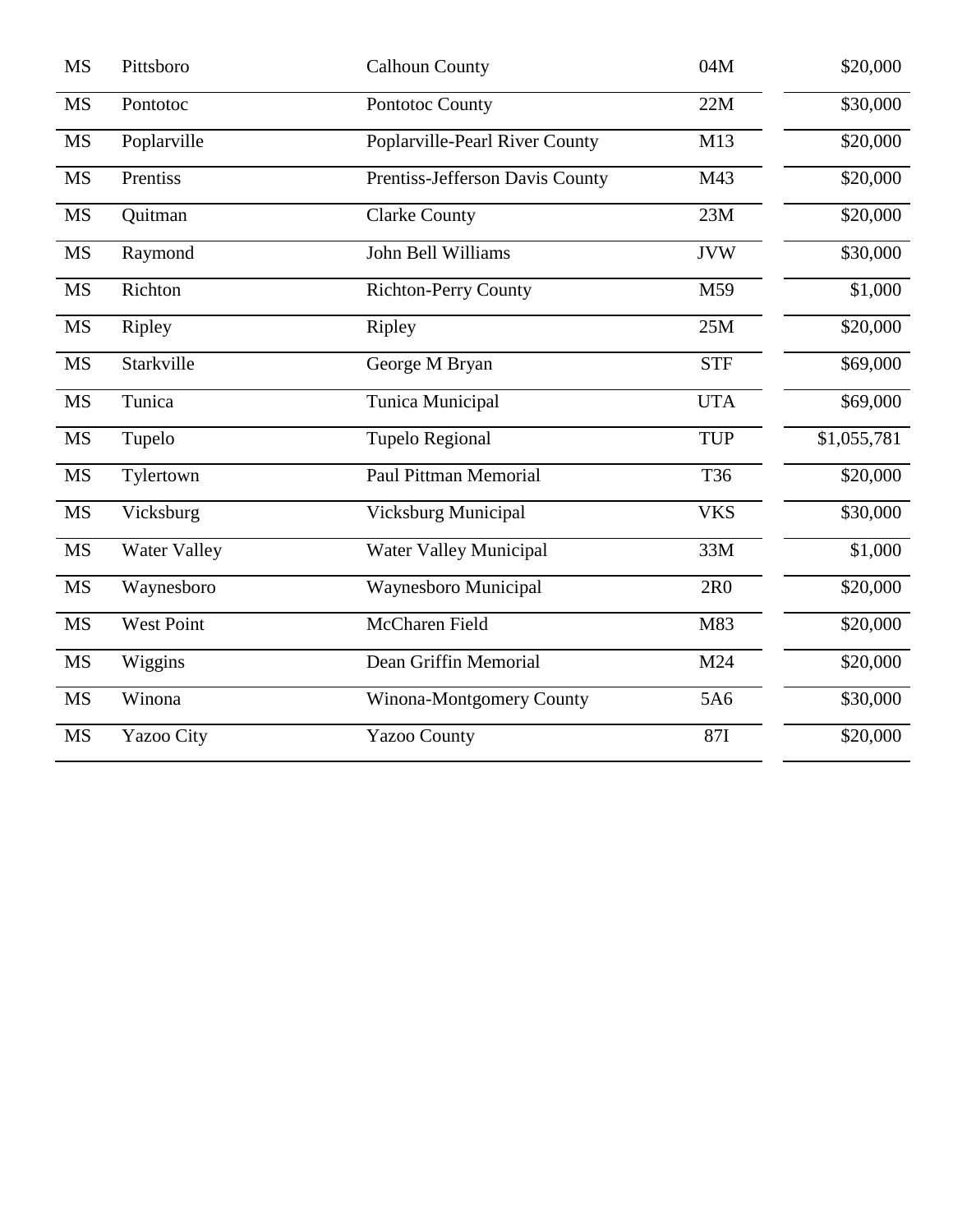| | | | | |
|---|---|---|---|---|
| MS | Pittsboro | Calhoun County | 04M | $20,000 |
| MS | Pontotoc | Pontotoc County | 22M | $30,000 |
| MS | Poplarville | Poplarville-Pearl River County | M13 | $20,000 |
| MS | Prentiss | Prentiss-Jefferson Davis County | M43 | $20,000 |
| MS | Quitman | Clarke County | 23M | $20,000 |
| MS | Raymond | John Bell Williams | JVW | $30,000 |
| MS | Richton | Richton-Perry County | M59 | $1,000 |
| MS | Ripley | Ripley | 25M | $20,000 |
| MS | Starkville | George M Bryan | STF | $69,000 |
| MS | Tunica | Tunica Municipal | UTA | $69,000 |
| MS | Tupelo | Tupelo Regional | TUP | $1,055,781 |
| MS | Tylertown | Paul Pittman Memorial | T36 | $20,000 |
| MS | Vicksburg | Vicksburg Municipal | VKS | $30,000 |
| MS | Water Valley | Water Valley Municipal | 33M | $1,000 |
| MS | Waynesboro | Waynesboro Municipal | 2R0 | $20,000 |
| MS | West Point | McCharen Field | M83 | $20,000 |
| MS | Wiggins | Dean Griffin Memorial | M24 | $20,000 |
| MS | Winona | Winona-Montgomery County | 5A6 | $30,000 |
| MS | Yazoo City | Yazoo County | 87I | $20,000 |